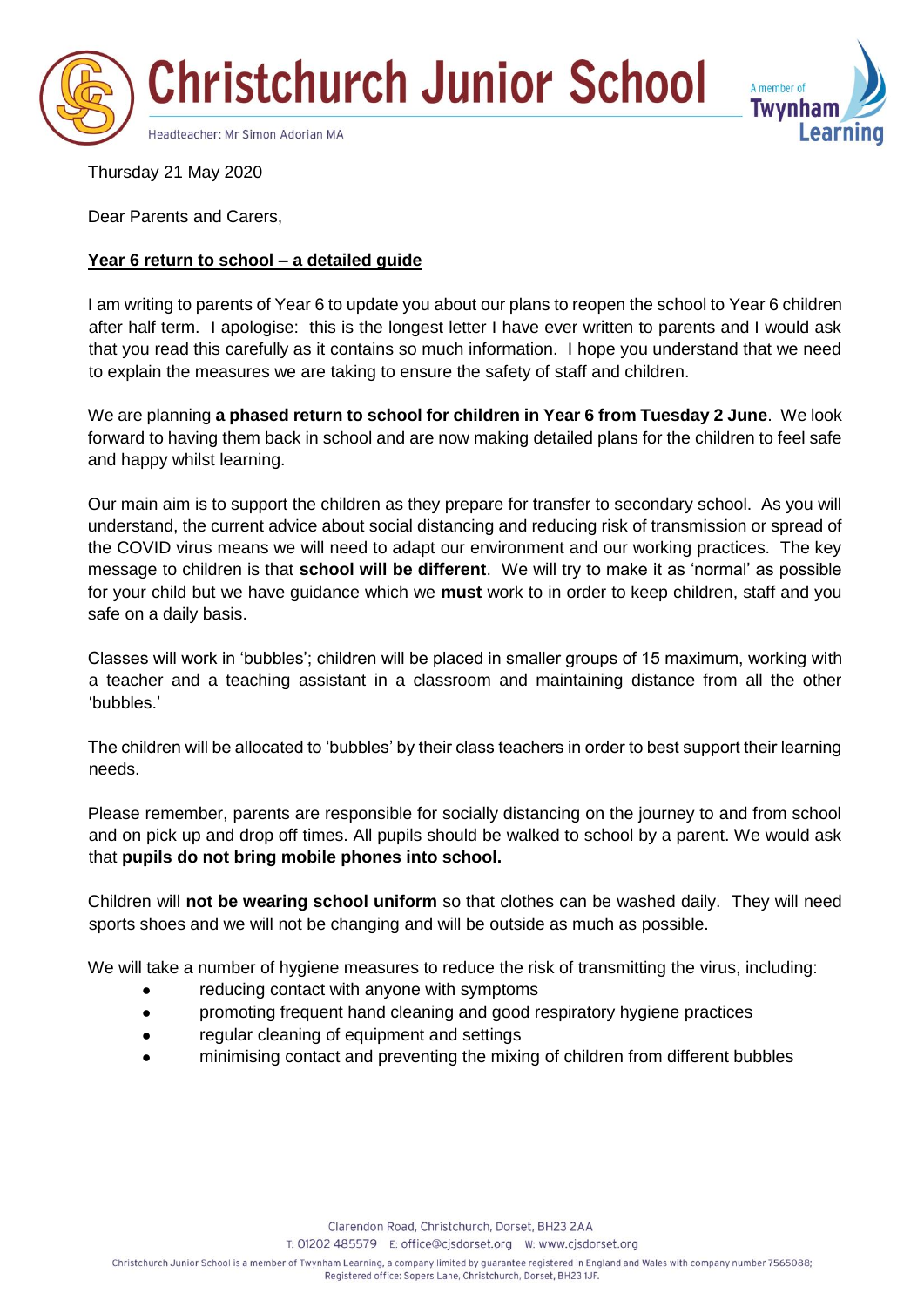# Christchurch Junior School

Headteacher: Mr Simon Adorian MA

A member of Twynham Learning

Thursday 21 May 2020

Dear Parents and Carers,

**Year 6 return to school – a detailed guide**

I am writing to parents of Year 6 to update you about our plans to reopen the school to Year 6 children after half term. I apologise: this is the longest letter I have ever written to parents and I would ask that you read this carefully as it contains so much information. I hope you understand that we need to explain the measures we are taking to ensure the safety of staff and children.

We are planning **a phased return to school for children in Year 6 from Tuesday 2 June**. We look forward to having them back in school and are now making detailed plans for the children to feel safe and happy whilst learning.

Our main aim is to support the children as they prepare for transfer to secondary school. As you will understand, the current advice about social distancing and reducing risk of transmission or spread of the COVID virus means we will need to adapt our environment and our working practices. The key message to children is that **school will be different**. We will try to make it as 'normal' as possible for your child but we have guidance which we **must** work to in order to keep children, staff and you safe on a daily basis.

Classes will work in 'bubbles'; children will be placed in smaller groups of 15 maximum, working with a teacher and a teaching assistant in a classroom and maintaining distance from all the other 'bubbles.'

The children will be allocated to 'bubbles' by their class teachers in order to best support their learning needs.

Please remember, parents are responsible for socially distancing on the journey to and from school and on pick up and drop off times. All pupils should be walked to school by a parent. We would ask that **pupils do not bring mobile phones into school.**

Children will **not be wearing school uniform** so that clothes can be washed daily. They will need sports shoes and we will not be changing and will be outside as much as possible.

We will take a number of hygiene measures to reduce the risk of transmitting the virus, including:

- reducing contact with anyone with symptoms
- promoting frequent hand cleaning and good respiratory hygiene practices
- regular cleaning of equipment and settings
- minimising contact and preventing the mixing of children from different bubbles

Clarendon Road, Christchurch, Dorset, BH23 2AA
T: 01202 485579 E: office@cjsdorset.org W: www.cjsdorset.org

Christchurch Junior School is a member of Twynham Learning, a company limited by guarantee registered in England and Wales with company number 7565088; Registered office: Sopers Lane, Christchurch, Dorset, BH23 1JF.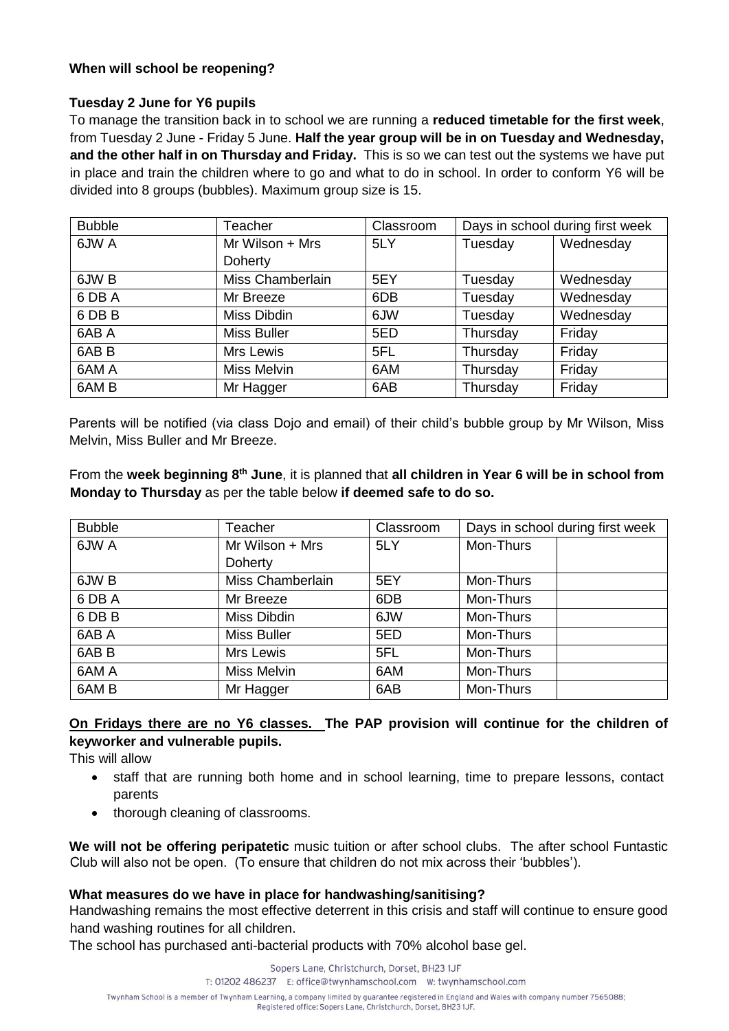**When will school be reopening?**

**Tuesday 2 June for Y6 pupils**

To manage the transition back in to school we are running a **reduced timetable for the first week**, from Tuesday 2 June - Friday 5 June. **Half the year group will be in on Tuesday and Wednesday, and the other half in on Thursday and Friday.** This is so we can test out the systems we have put in place and train the children where to go and what to do in school. In order to conform Y6 will be divided into 8 groups (bubbles). Maximum group size is 15.

| Bubble | Teacher | Classroom | Days in school during first week | |
|---|---|---|---|---|
| 6JW A | Mr Wilson + Mrs Doherty | 5LY | Tuesday | Wednesday |
| 6JW B | Miss Chamberlain | 5EY | Tuesday | Wednesday |
| 6 DB A | Mr Breeze | 6DB | Tuesday | Wednesday |
| 6 DB B | Miss Dibdin | 6JW | Tuesday | Wednesday |
| 6AB A | Miss Buller | 5ED | Thursday | Friday |
| 6AB B | Mrs Lewis | 5FL | Thursday | Friday |
| 6AM A | Miss Melvin | 6AM | Thursday | Friday |
| 6AM B | Mr Hagger | 6AB | Thursday | Friday |

Parents will be notified (via class Dojo and email) of their child's bubble group by Mr Wilson, Miss Melvin, Miss Buller and Mr Breeze.

From the **week beginning 8th June**, it is planned that **all children in Year 6 will be in school from Monday to Thursday** as per the table below **if deemed safe to do so.**

| Bubble | Teacher | Classroom | Days in school during first week | |
|---|---|---|---|---|
| 6JW A | Mr Wilson + Mrs Doherty | 5LY | Mon-Thurs | |
| 6JW B | Miss Chamberlain | 5EY | Mon-Thurs | |
| 6 DB A | Mr Breeze | 6DB | Mon-Thurs | |
| 6 DB B | Miss Dibdin | 6JW | Mon-Thurs | |
| 6AB A | Miss Buller | 5ED | Mon-Thurs | |
| 6AB B | Mrs Lewis | 5FL | Mon-Thurs | |
| 6AM A | Miss Melvin | 6AM | Mon-Thurs | |
| 6AM B | Mr Hagger | 6AB | Mon-Thurs | |

**On Fridays there are no Y6 classes. The PAP provision will continue for the children of keyworker and vulnerable pupils.**

This will allow

- staff that are running both home and in school learning, time to prepare lessons, contact parents
- thorough cleaning of classrooms.

**We will not be offering peripatetic** music tuition or after school clubs. The after school Funtastic Club will also not be open. (To ensure that children do not mix across their 'bubbles').

**What measures do we have in place for handwashing/sanitising?**

Handwashing remains the most effective deterrent in this crisis and staff will continue to ensure good hand washing routines for all children.

The school has purchased anti-bacterial products with 70% alcohol base gel.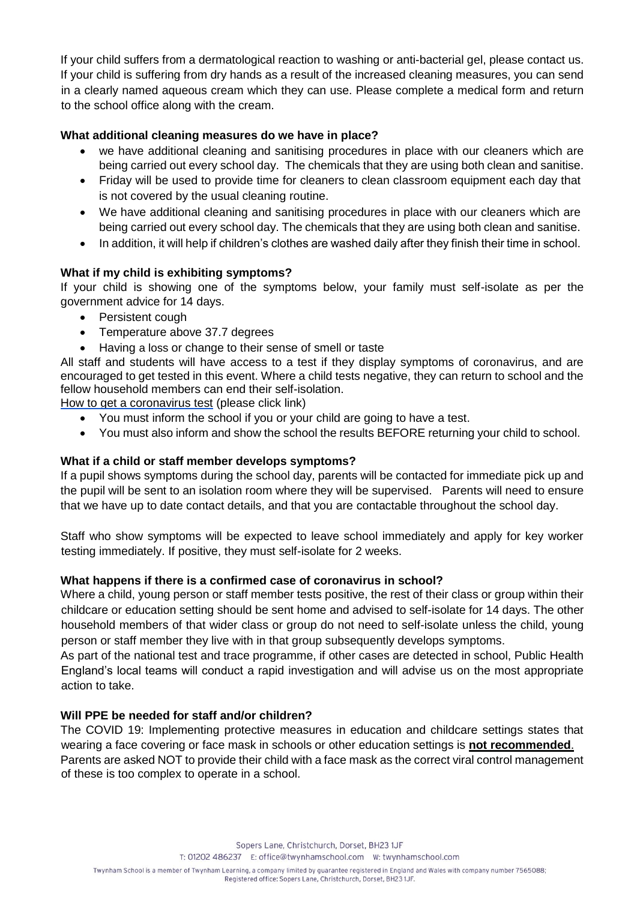If your child suffers from a dermatological reaction to washing or anti-bacterial gel, please contact us. If your child is suffering from dry hands as a result of the increased cleaning measures, you can send in a clearly named aqueous cream which they can use. Please complete a medical form and return to the school office along with the cream.

**What additional cleaning measures do we have in place?**

- we have additional cleaning and sanitising procedures in place with our cleaners which are being carried out every school day. The chemicals that they are using both clean and sanitise.
- Friday will be used to provide time for cleaners to clean classroom equipment each day that is not covered by the usual cleaning routine.
- We have additional cleaning and sanitising procedures in place with our cleaners which are being carried out every school day. The chemicals that they are using both clean and sanitise.
- In addition, it will help if children's clothes are washed daily after they finish their time in school.

**What if my child is exhibiting symptoms?**

If your child is showing one of the symptoms below, your family must self-isolate as per the government advice for 14 days.

- Persistent cough
- Temperature above 37.7 degrees
- Having a loss or change to their sense of smell or taste

All staff and students will have access to a test if they display symptoms of coronavirus, and are encouraged to get tested in this event. Where a child tests negative, they can return to school and the fellow household members can end their self-isolation.

How to get a coronavirus test (please click link)

- You must inform the school if you or your child are going to have a test.
- You must also inform and show the school the results BEFORE returning your child to school.

**What if a child or staff member develops symptoms?**

If a pupil shows symptoms during the school day, parents will be contacted for immediate pick up and the pupil will be sent to an isolation room where they will be supervised. Parents will need to ensure that we have up to date contact details, and that you are contactable throughout the school day.

Staff who show symptoms will be expected to leave school immediately and apply for key worker testing immediately. If positive, they must self-isolate for 2 weeks.

**What happens if there is a confirmed case of coronavirus in school?**

Where a child, young person or staff member tests positive, the rest of their class or group within their childcare or education setting should be sent home and advised to self-isolate for 14 days. The other household members of that wider class or group do not need to self-isolate unless the child, young person or staff member they live with in that group subsequently develops symptoms.

As part of the national test and trace programme, if other cases are detected in school, Public Health England's local teams will conduct a rapid investigation and will advise us on the most appropriate action to take.

**Will PPE be needed for staff and/or children?**

The COVID 19: Implementing protective measures in education and childcare settings states that wearing a face covering or face mask in schools or other education settings is **not recommended**. Parents are asked NOT to provide their child with a face mask as the correct viral control management of these is too complex to operate in a school.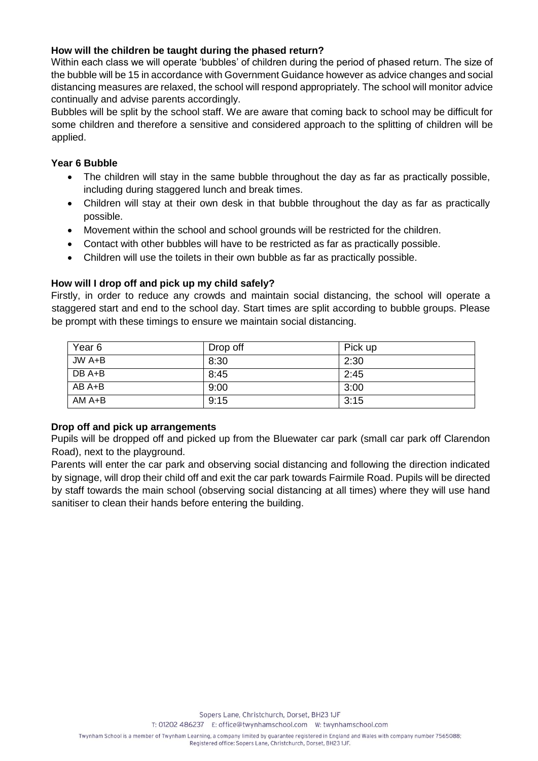**How will the children be taught during the phased return?**

Within each class we will operate 'bubbles' of children during the period of phased return. The size of the bubble will be 15 in accordance with Government Guidance however as advice changes and social distancing measures are relaxed, the school will respond appropriately. The school will monitor advice continually and advise parents accordingly.

Bubbles will be split by the school staff. We are aware that coming back to school may be difficult for some children and therefore a sensitive and considered approach to the splitting of children will be applied.

**Year 6 Bubble**

- The children will stay in the same bubble throughout the day as far as practically possible, including during staggered lunch and break times.
- Children will stay at their own desk in that bubble throughout the day as far as practically possible.
- Movement within the school and school grounds will be restricted for the children.
- Contact with other bubbles will have to be restricted as far as practically possible.
- Children will use the toilets in their own bubble as far as practically possible.

**How will I drop off and pick up my child safely?**

Firstly, in order to reduce any crowds and maintain social distancing, the school will operate a staggered start and end to the school day. Start times are split according to bubble groups. Please be prompt with these timings to ensure we maintain social distancing.

| Year 6 | Drop off | Pick up |
|---|---|---|
| JW A+B | 8:30 | 2:30 |
| DB A+B | 8:45 | 2:45 |
| AB A+B | 9:00 | 3:00 |
| AM A+B | 9:15 | 3:15 |

**Drop off and pick up arrangements**

Pupils will be dropped off and picked up from the Bluewater car park (small car park off Clarendon Road), next to the playground.

Parents will enter the car park and observing social distancing and following the direction indicated by signage, will drop their child off and exit the car park towards Fairmile Road. Pupils will be directed by staff towards the main school (observing social distancing at all times) where they will use hand sanitiser to clean their hands before entering the building.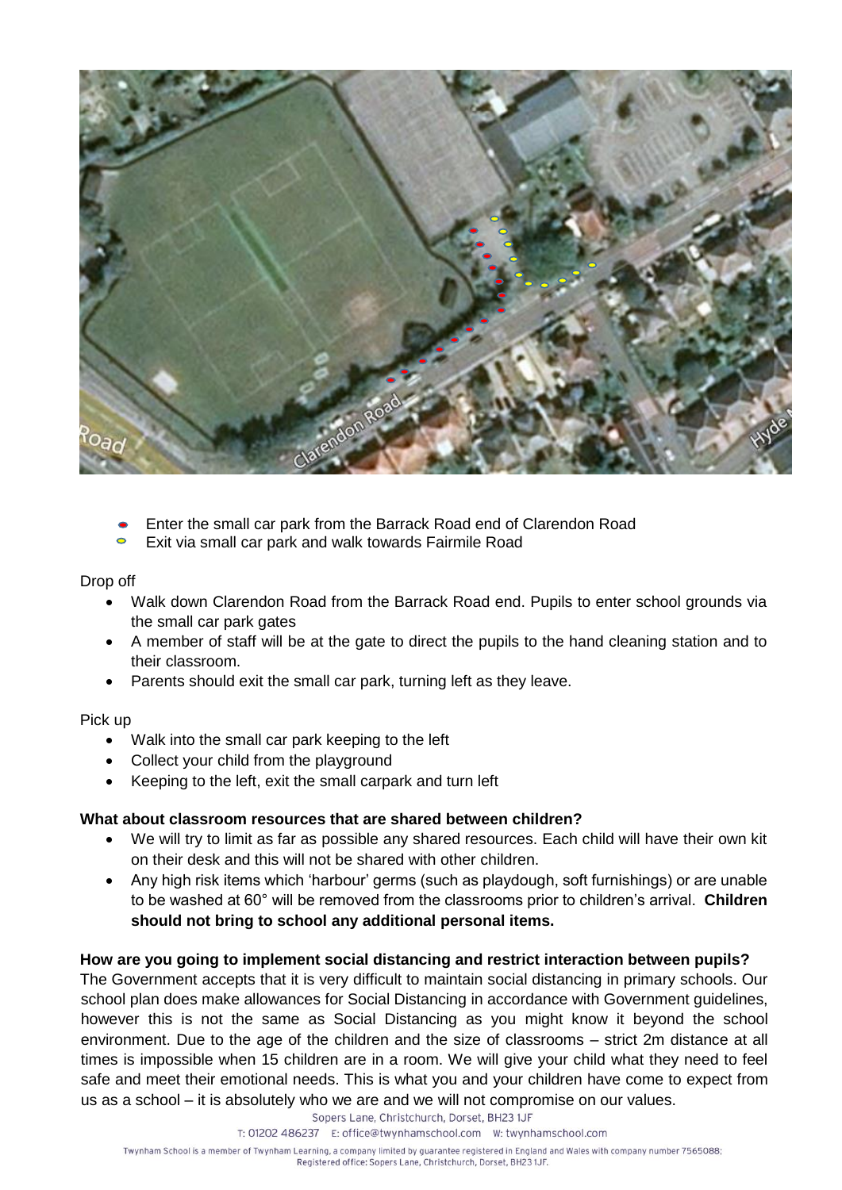- Enter the small car park from the Barrack Road end of Clarendon Road
- Exit via small car park and walk towards Fairmile Road

Drop off

- Walk down Clarendon Road from the Barrack Road end. Pupils to enter school grounds via the small car park gates
- A member of staff will be at the gate to direct the pupils to the hand cleaning station and to their classroom.
- Parents should exit the small car park, turning left as they leave.

Pick up

- Walk into the small car park keeping to the left
- Collect your child from the playground
- Keeping to the left, exit the small carpark and turn left

**What about classroom resources that are shared between children?**

- We will try to limit as far as possible any shared resources. Each child will have their own kit on their desk and this will not be shared with other children.
- Any high risk items which 'harbour' germs (such as playdough, soft furnishings) or are unable to be washed at 60° will be removed from the classrooms prior to children's arrival. **Children should not bring to school any additional personal items.**

**How are you going to implement social distancing and restrict interaction between pupils?**

The Government accepts that it is very difficult to maintain social distancing in primary schools. Our school plan does make allowances for Social Distancing in accordance with Government guidelines, however this is not the same as Social Distancing as you might know it beyond the school environment. Due to the age of the children and the size of classrooms – strict 2m distance at all times is impossible when 15 children are in a room. We will give your child what they need to feel safe and meet their emotional needs. This is what you and your children have come to expect from us as a school – it is absolutely who we are and we will not compromise on our values.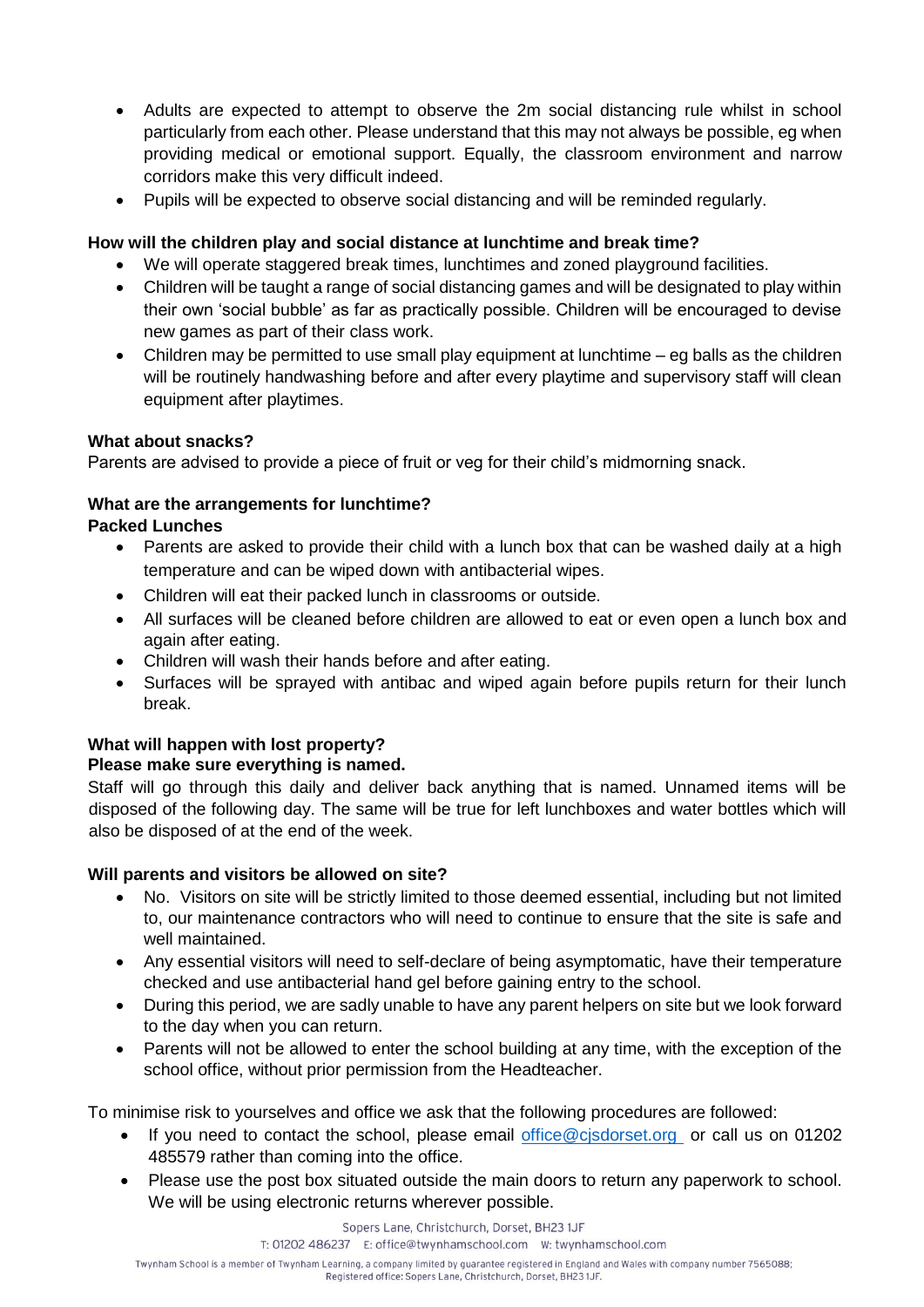- Adults are expected to attempt to observe the 2m social distancing rule whilst in school particularly from each other. Please understand that this may not always be possible, eg when providing medical or emotional support. Equally, the classroom environment and narrow corridors make this very difficult indeed.
- Pupils will be expected to observe social distancing and will be reminded regularly.

**How will the children play and social distance at lunchtime and break time?**

- We will operate staggered break times, lunchtimes and zoned playground facilities.
- Children will be taught a range of social distancing games and will be designated to play within their own 'social bubble' as far as practically possible. Children will be encouraged to devise new games as part of their class work.
- Children may be permitted to use small play equipment at lunchtime – eg balls as the children will be routinely handwashing before and after every playtime and supervisory staff will clean equipment after playtimes.

**What about snacks?**

Parents are advised to provide a piece of fruit or veg for their child's midmorning snack.

**What are the arrangements for lunchtime?**

**Packed Lunches**

- Parents are asked to provide their child with a lunch box that can be washed daily at a high temperature and can be wiped down with antibacterial wipes.
- Children will eat their packed lunch in classrooms or outside.
- All surfaces will be cleaned before children are allowed to eat or even open a lunch box and again after eating.
- Children will wash their hands before and after eating.
- Surfaces will be sprayed with antibac and wiped again before pupils return for their lunch break.

**What will happen with lost property?**

**Please make sure everything is named.**

Staff will go through this daily and deliver back anything that is named. Unnamed items will be disposed of the following day. The same will be true for left lunchboxes and water bottles which will also be disposed of at the end of the week.

**Will parents and visitors be allowed on site?**

- No. Visitors on site will be strictly limited to those deemed essential, including but not limited to, our maintenance contractors who will need to continue to ensure that the site is safe and well maintained.
- Any essential visitors will need to self-declare of being asymptomatic, have their temperature checked and use antibacterial hand gel before gaining entry to the school.
- During this period, we are sadly unable to have any parent helpers on site but we look forward to the day when you can return.
- Parents will not be allowed to enter the school building at any time, with the exception of the school office, without prior permission from the Headteacher.

To minimise risk to yourselves and office we ask that the following procedures are followed:

- If you need to contact the school, please email office@cjsdorset.org or call us on 01202 485579 rather than coming into the office.
- Please use the post box situated outside the main doors to return any paperwork to school. We will be using electronic returns wherever possible.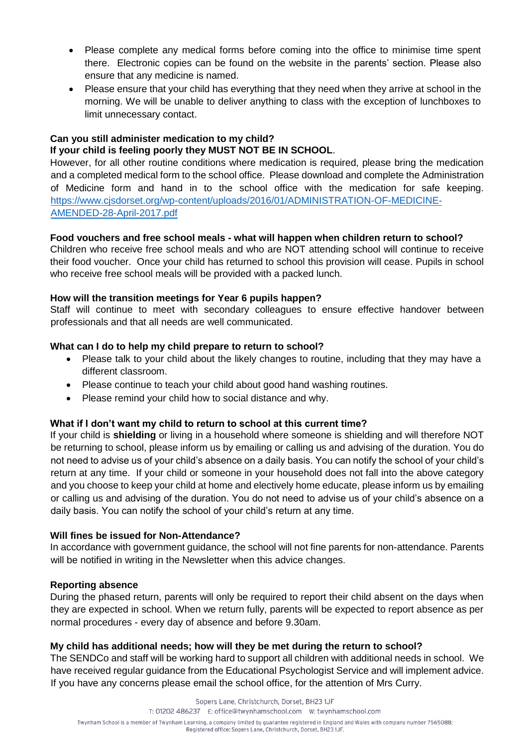- Please complete any medical forms before coming into the office to minimise time spent there. Electronic copies can be found on the website in the parents' section. Please also ensure that any medicine is named.
- Please ensure that your child has everything that they need when they arrive at school in the morning. We will be unable to deliver anything to class with the exception of lunchboxes to limit unnecessary contact.

**Can you still administer medication to my child?**
**If your child is feeling poorly they MUST NOT BE IN SCHOOL**.
However, for all other routine conditions where medication is required, please bring the medication and a completed medical form to the school office. Please download and complete the Administration of Medicine form and hand in to the school office with the medication for safe keeping. https://www.cjsdorset.org/wp-content/uploads/2016/01/ADMINISTRATION-OF-MEDICINE-AMENDED-28-April-2017.pdf

**Food vouchers and free school meals - what will happen when children return to school?**
Children who receive free school meals and who are NOT attending school will continue to receive their food voucher. Once your child has returned to school this provision will cease. Pupils in school who receive free school meals will be provided with a packed lunch.

**How will the transition meetings for Year 6 pupils happen?**
Staff will continue to meet with secondary colleagues to ensure effective handover between professionals and that all needs are well communicated.

**What can I do to help my child prepare to return to school?**

- Please talk to your child about the likely changes to routine, including that they may have a different classroom.
- Please continue to teach your child about good hand washing routines.
- Please remind your child how to social distance and why.

**What if I don't want my child to return to school at this current time?**
If your child is **shielding** or living in a household where someone is shielding and will therefore NOT be returning to school, please inform us by emailing or calling us and advising of the duration. You do not need to advise us of your child's absence on a daily basis. You can notify the school of your child's return at any time. If your child or someone in your household does not fall into the above category and you choose to keep your child at home and electively home educate, please inform us by emailing or calling us and advising of the duration. You do not need to advise us of your child's absence on a daily basis. You can notify the school of your child's return at any time.

**Will fines be issued for Non-Attendance?**
In accordance with government guidance, the school will not fine parents for non-attendance. Parents will be notified in writing in the Newsletter when this advice changes.

**Reporting absence**
During the phased return, parents will only be required to report their child absent on the days when they are expected in school. When we return fully, parents will be expected to report absence as per normal procedures - every day of absence and before 9.30am.

**My child has additional needs; how will they be met during the return to school?**
The SENDCo and staff will be working hard to support all children with additional needs in school. We have received regular guidance from the Educational Psychologist Service and will implement advice. If you have any concerns please email the school office, for the attention of Mrs Curry.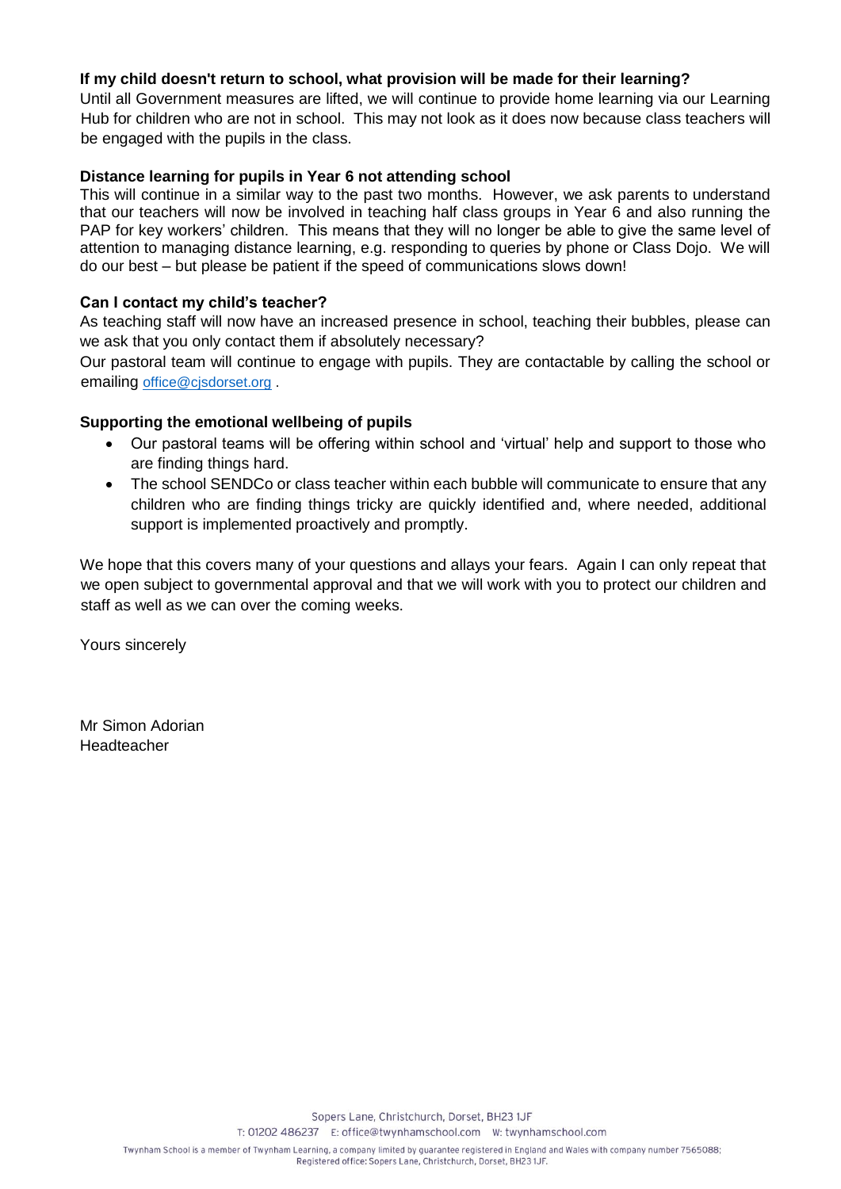**If my child doesn't return to school, what provision will be made for their learning?**

Until all Government measures are lifted, we will continue to provide home learning via our Learning Hub for children who are not in school. This may not look as it does now because class teachers will be engaged with the pupils in the class.

**Distance learning for pupils in Year 6 not attending school**

This will continue in a similar way to the past two months. However, we ask parents to understand that our teachers will now be involved in teaching half class groups in Year 6 and also running the PAP for key workers' children. This means that they will no longer be able to give the same level of attention to managing distance learning, e.g. responding to queries by phone or Class Dojo. We will do our best – but please be patient if the speed of communications slows down!

**Can I contact my child's teacher?**

As teaching staff will now have an increased presence in school, teaching their bubbles, please can we ask that you only contact them if absolutely necessary?

Our pastoral team will continue to engage with pupils. They are contactable by calling the school or emailing office@cjsdorset.org .

**Supporting the emotional wellbeing of pupils**

- Our pastoral teams will be offering within school and 'virtual' help and support to those who are finding things hard.
- The school SENDCo or class teacher within each bubble will communicate to ensure that any children who are finding things tricky are quickly identified and, where needed, additional support is implemented proactively and promptly.

We hope that this covers many of your questions and allays your fears. Again I can only repeat that we open subject to governmental approval and that we will work with you to protect our children and staff as well as we can over the coming weeks.

Yours sincerely

Mr Simon Adorian
Headteacher